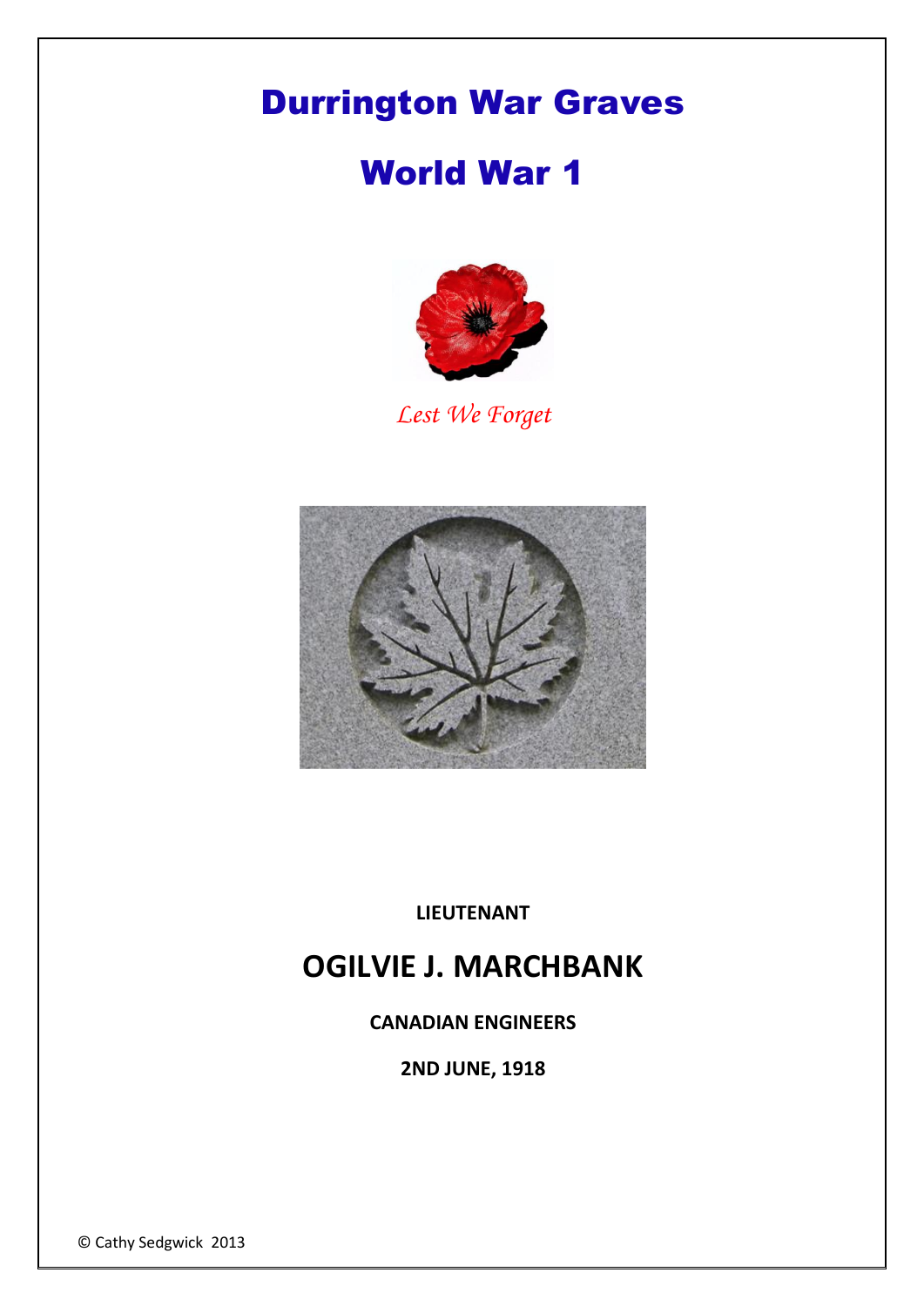# Durrington War Graves

# World War 1

*Lest We Forget*

**LIEUTENANT**

## OGILVIE J. MARCHBANK

**CANADIAN ENGINEERS**

**2ND JUNE, 1918**

© Cathy Sedgwick 2013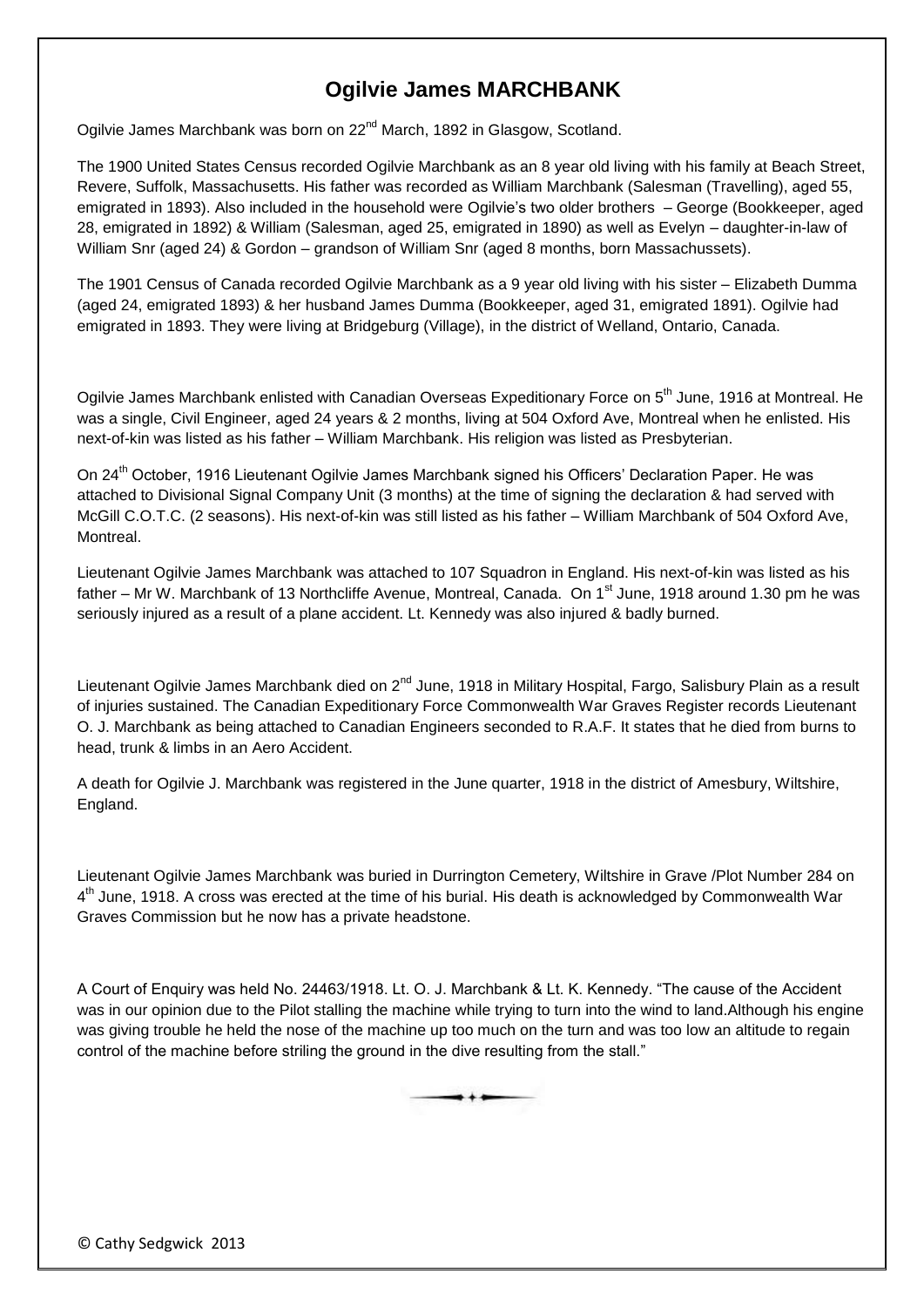# Ogilvie James MARCHBANK

Ogilvie James Marchbank was born on 22nd March, 1892 in Glasgow, Scotland.

The 1900 United States Census recorded Ogilvie Marchbank as an 8 year old living with his family at Beach Street, Revere, Suffolk, Massachusetts. His father was recorded as William Marchbank (Salesman (Travelling), aged 55, emigrated in 1893). Also included in the household were Ogilvie's two older brothers – George (Bookkeeper, aged 28, emigrated in 1892) & William (Salesman, aged 25, emigrated in 1890) as well as Evelyn – daughter-in-law of William Snr (aged 24) & Gordon – grandson of William Snr (aged 8 months, born Massachussets).

The 1901 Census of Canada recorded Ogilvie Marchbank as a 9 year old living with his sister – Elizabeth Dumma (aged 24, emigrated 1893) & her husband James Dumma (Bookkeeper, aged 31, emigrated 1891). Ogilvie had emigrated in 1893. They were living at Bridgeburg (Village), in the district of Welland, Ontario, Canada.

Ogilvie James Marchbank enlisted with Canadian Overseas Expeditionary Force on 5th June, 1916 at Montreal. He was a single, Civil Engineer, aged 24 years & 2 months, living at 504 Oxford Ave, Montreal when he enlisted. His next-of-kin was listed as his father – William Marchbank. His religion was listed as Presbyterian.

On 24th October, 1916 Lieutenant Ogilvie James Marchbank signed his Officers' Declaration Paper. He was attached to Divisional Signal Company Unit (3 months) at the time of signing the declaration & had served with McGill C.O.T.C. (2 seasons). His next-of-kin was still listed as his father – William Marchbank of 504 Oxford Ave, Montreal.

Lieutenant Ogilvie James Marchbank was attached to 107 Squadron in England. His next-of-kin was listed as his father – Mr W. Marchbank of 13 Northcliffe Avenue, Montreal, Canada. On 1st June, 1918 around 1.30 pm he was seriously injured as a result of a plane accident. Lt. Kennedy was also injured & badly burned.

Lieutenant Ogilvie James Marchbank died on 2nd June, 1918 in Military Hospital, Fargo, Salisbury Plain as a result of injuries sustained. The Canadian Expeditionary Force Commonwealth War Graves Register records Lieutenant O. J. Marchbank as being attached to Canadian Engineers seconded to R.A.F. It states that he died from burns to head, trunk & limbs in an Aero Accident.

A death for Ogilvie J. Marchbank was registered in the June quarter, 1918 in the district of Amesbury, Wiltshire, England.

Lieutenant Ogilvie James Marchbank was buried in Durrington Cemetery, Wiltshire in Grave /Plot Number 284 on 4th June, 1918. A cross was erected at the time of his burial. His death is acknowledged by Commonwealth War Graves Commission but he now has a private headstone.

A Court of Enquiry was held No. 24463/1918. Lt. O. J. Marchbank & Lt. K. Kennedy. "The cause of the Accident was in our opinion due to the Pilot stalling the machine while trying to turn into the wind to land.Although his engine was giving trouble he held the nose of the machine up too much on the turn and was too low an altitude to regain control of the machine before striling the ground in the dive resulting from the stall."

© Cathy Sedgwick 2013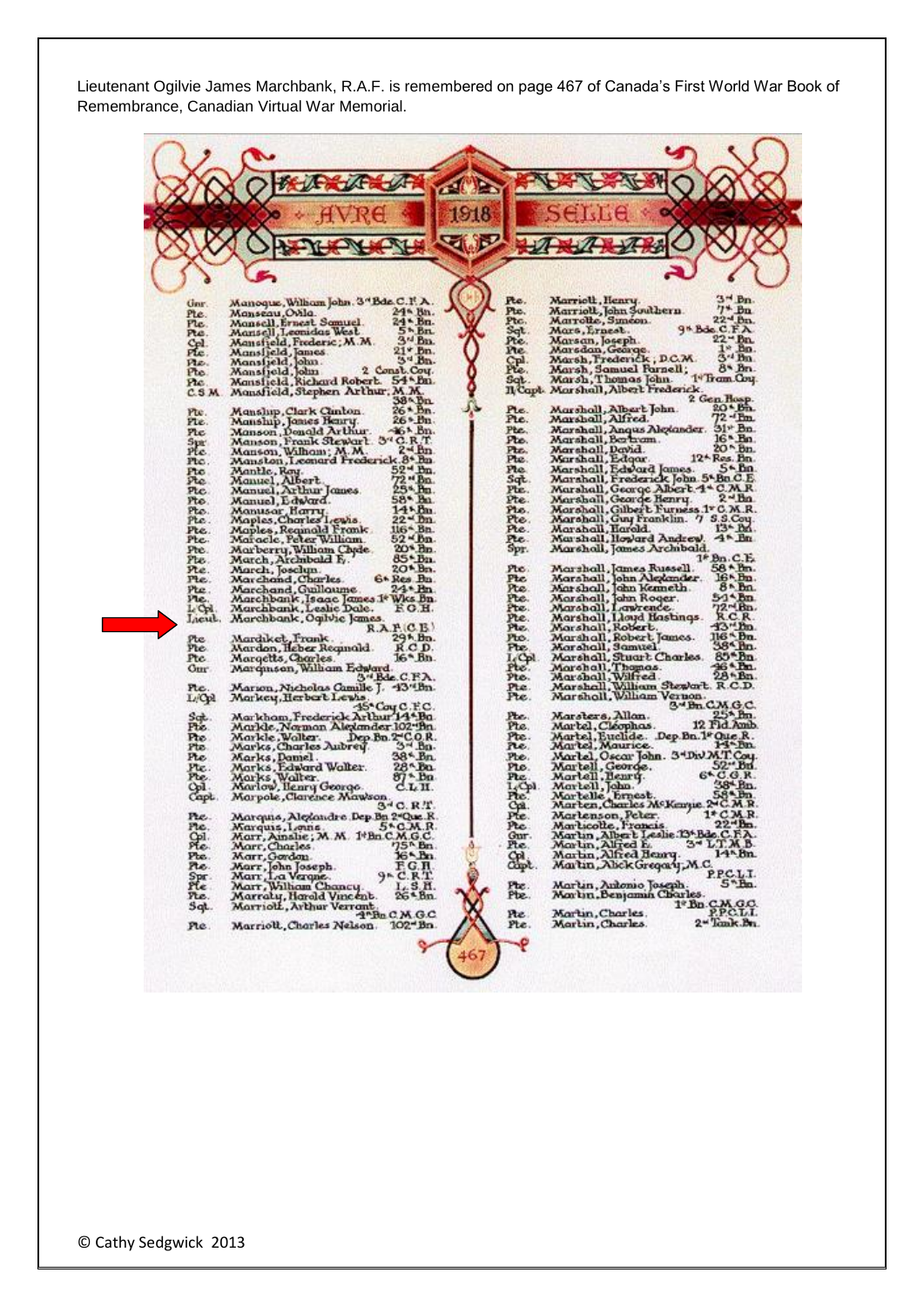Lieutenant Ogilvie James Marchbank, R.A.F. is remembered on page 467 of Canada's First World War Book of Remembrance, Canadian Virtual War Memorial.

AVRE 1918 SELLE

| Rank | Name | Unit |
|---|---|---|
| Gnr. | Manoque, William John. | 3rd Bde. C.F.A. |
| Pte. | Manseau, Ovila. | 24th Bn. |
| Pte. | Mansell, Ernest Samuel. | 24th Bn. |
| Pte. | Mansell, Leonidas West. | 5th Bn. |
| Cpl. | Mansfield, Frederic; M.M. | 3rd Bn. |
| Pte. | Mansfield, James. | 21st Bn. |
| Pte. | Mansfield, John. | 3rd Bn. |
| Pte. | Mansfield, John. | 2 Const. Coy. |
| Pte. | Mansfield, Richard Robert. | 54th Bn. |
| C.S.M. | Mansfield, Stephen Arthur; M.M. | 38th Bn. |
| Pte. | Manship, Clark Clinton. | 26th Bn. |
| Pte. | Manship, James Henry. | 26th Bn. |
| Pte. | Manson, Donald Arthur. | 46th Bn. |
| Spr. | Manson, Frank Stewart. | 3rd C.R.T. |
| Pte. | Manson, William; M.M. | 2nd Bn. |
| Pte. | Manston, Leonard Frederick. | 8th Bn. |
| Pte. | Mantle, Roy. | 52nd Bn. |
| Pte. | Manuel, Albert. | 72nd Bn. |
| Pte. | Manuel, Arthur James. | 25th Bn. |
| Pte. | Manuel, Edward. | 58th Bn. |
| Pte. | Manusar, Harry. | 14th Bn. |
| Pte. | Maples, Charles Lewis. | 22nd Bn. |
| Pte. | Maples, Reginald Frank. | 116th Bn. |
| Pte. | Maracle, Peter William. | 52nd Bn. |
| Pte. | Marberry, William Clyde. | 20th Bn. |
| Pte. | March, Archibald F. | 85th Bn. |
| Pte. | March, Joseph. | 20th Bn. |
| Pte. | Marchand, Charles. | 6th Res. Bn. |
| Pte. | Marchand, Guillaume. | 24th Bn. |
| Pte. | Marchbank, Isaac James. | 1st Wks. Bn. |
| L/Cpl. | Marchbank, Leslie Dale. | F.G.H. |
| Lieut. | Marchbank, Ogilvie James. | R.A.F. (C.B.) |
| Pte. | Mardiket, Frank. | 29th Bn. |
| Pte. | Mardon, Heber Reginald. | R.C.D. |
| Pte. | Margetts, Charles. | 16th Bn. |
| Gnr. | Marguson, William Edward. | 3rd Bde. C.F.A. |
| Pte. | Marion, Nicholas Camille J. | 43rd Bn. |
| L/Cpl. | Markey, Herbert Lewis. | 45th Coy. C.F.C. |
| Sgt. | Markham, Frederick Arthur. | 14th Bn. |
| Pte. | Markle, Norman Alexander. | 102nd Bn. |
| Pte. | Markle, Walter. | Dep. Bn. 2nd C.O.R. |
| Pte. | Marks, Charles Aubrey. | 3rd Bn. |
| Pte. | Marks, Daniel. | 38th Bn. |
| Pte. | Marks, Edward Walter. | 28th Bn. |
| Pte. | Marks, Walter. | 87th Bn. |
| Cpl. | Marlow, Henry George. | C.L.H. |
| Capt. | Marpole, Clarence Mawson. | 3rd C.R.T. |
| Pte. | Marquis, Alexandre. | Dep. Bn. 2nd Que. R. |
| Pte. | Marquis, Louis. | 5th C.M.R. |
| Cpl. | Marr, Ainslie; M.M. | 1st Bn. C.M.G.C. |
| Pte. | Marr, Charles. | 75th Bn. |
| Pte. | Marr, Gordon. | 16th Bn. |
| Pte. | Marr, John Joseph. | F.G.H. |
| Spr. | Marr, La Verne. | 9th C.R.T. |
| Pte. | Marr, William Chancy. | L.S.H. |
| Pte. | Marraty, Harold Vincent. | 26th Bn. |
| Sgt. | Marriott, Arthur Verrant. | 4th Bn. C.M.G.C. |
| Pte. | Marriott, Charles Nelson. | 102nd Bn. |
| Pte. | Marriott, Henry. | 3rd Bn. |
| Pte. | Marriott, John Southern. | 7th Bn. |
| Pte. | Marrotte, Siméon. | 22nd Bn. |
| Sgt. | Mars, Ernest. | 9th Bde. C.F.A. |
| Pte. | Marsan, Joseph. | 22nd Bn. |
| Pte. | Marsden, George. | 1st Bn. |
| Cpl. | Marsh, Frederick; D.C.M. | 3rd Bn. |
| Pte. | Marsh, Samuel Parnell; | 8th Bn. |
| Sgt. | Marsh, Thomas John. | 1st Tram. Coy. |
| H/Capt. | Marshall, Albert Frederick. | 2 Gen. Hosp. |
| Pte. | Marshall, Albert John. | 20th Bn. |
| Pte. | Marshall, Alfred. | 72nd Bn. |
| Pte. | Marshall, Angus Alexander. | 31st Bn. |
| Pte. | Marshall, Bertram. | 16th Bn. |
| Pte. | Marshall, David. | 20th Bn. |
| Pte. | Marshall, Edgar. | 12th Res. Bn. |
| Pte. | Marshall, Edward James. | 5th Bn. |
| Sgt. | Marshall, Frederick John. | 5th Bn. C.E. |
| Pte. | Marshall, George Albert. | 4th C.M.R. |
| Pte. | Marshall, George Henry. | 2nd Bn. |
| Pte. | Marshall, Gilbert Furness. | 1st C.M.R. |
| Pte. | Marshall, Guy Franklin. | 7 S.S. Coy. |
| Pte. | Marshall, Harold. | 13th Bn. |
| Pte. | Marshall, Howard Andrew. | 4th Bn. |
| Spr. | Marshall, James Archibald. | 1st Bn. C.E. |
| Pte. | Marshall, James Russell. | 58th Bn. |
| Pte. | Marshall, John Alexander. | 16th Bn. |
| Pte. | Marshall, John Kenneth. | 8th Bn. |
| Pte. | Marshall, John Roger. | 54th Bn. |
| Pte. | Marshall, Lawrence. | 72nd Bn. |
| Pte. | Marshall, Lloyd Hastings. | R.C.R. |
| Pte. | Marshall, Robert. | 43rd Bn. |
| Pte. | Marshall, Robert James. | 116th Bn. |
| Pte. | Marshall, Samuel. | 38th Bn. |
| L/Cpl. | Marshall, Stuart Charles. | 85th Bn. |
| Pte. | Marshall, Thomas. | 46th Bn. |
| Pte. | Marshall, Wilfred. | 28th Bn. |
| Pte. | Marshall, William Stewart. | R.C.D. |
| Pte. | Marshall, William Vernon. | 3rd Bn. C.M.G.C. |
| Pte. | Marsters, Allan. | 25th Bn. |
| Pte. | Martel, Cléophas. | 12 Fld. Amb. |
| Pte. | Martel, Euclide. | Dep. Bn. 1st Que. R. |
| Pte. | Martel, Maurice. | 14th Bn. |
| Pte. | Martel, Oscar John. | 3rd Div. M.T. Coy. |
| Pte. | Martell, George. | 52nd Bn. |
| Pte. | Martell, Henry. | 6th C.G.R. |
| L/Cpl. | Martell, John. | 38th Bn. |
| Pte. | Martelle, Ernest. | 58th Bn. |
| Cpl. | Marten, Charles McKenzie. | 2nd C.M.R. |
| Pte. | Martenson, Peter. | 1st C.M.R. |
| Pte. | Marticotte, Francis. | 22nd Bn. |
| Gnr. | Martin, Albert Leslie. | 13th Bde. C.F.A. |
| Pte. | Martin, Alfred E. | 3rd L.T.M.B. |
| Cpl. | Martin, Alfred Henry. | 14th Bn. |
| Capt. | Martin, Alick Gregory; M.C. | P.P.C.L.I. |
| Pte. | Martin, Antonio Joseph. | 5th Bn. |
| Pte. | Martin, Benjamin Charles. | 1st Bn. C.M.G.C. |
| Pte. | Martin, Charles. | P.P.C.L.I. |
| Pte. | Martin, Charles. | 2nd Tank Bn. |

© Cathy Sedgwick 2013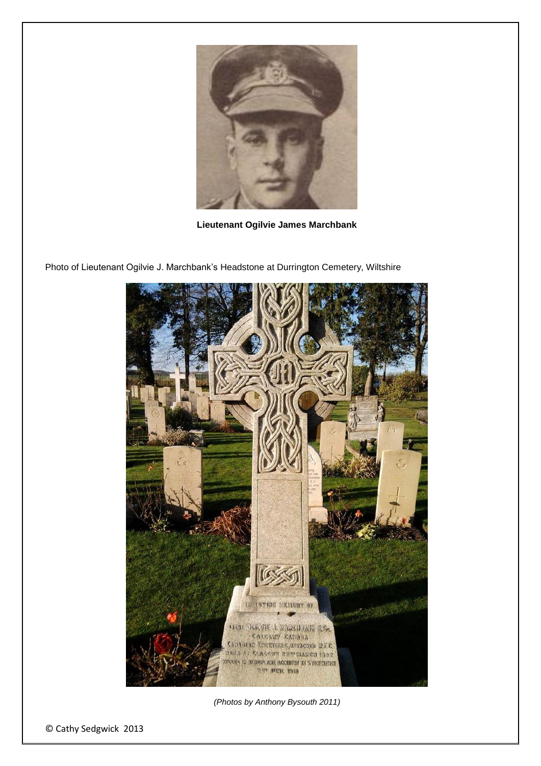**Lieutenant Ogilvie James Marchbank**

Photo of Lieutenant Ogilvie J. Marchbank's Headstone at Durrington Cemetery, Wiltshire

*(Photos by Anthony Bysouth 2011)*

© Cathy Sedgwick 2013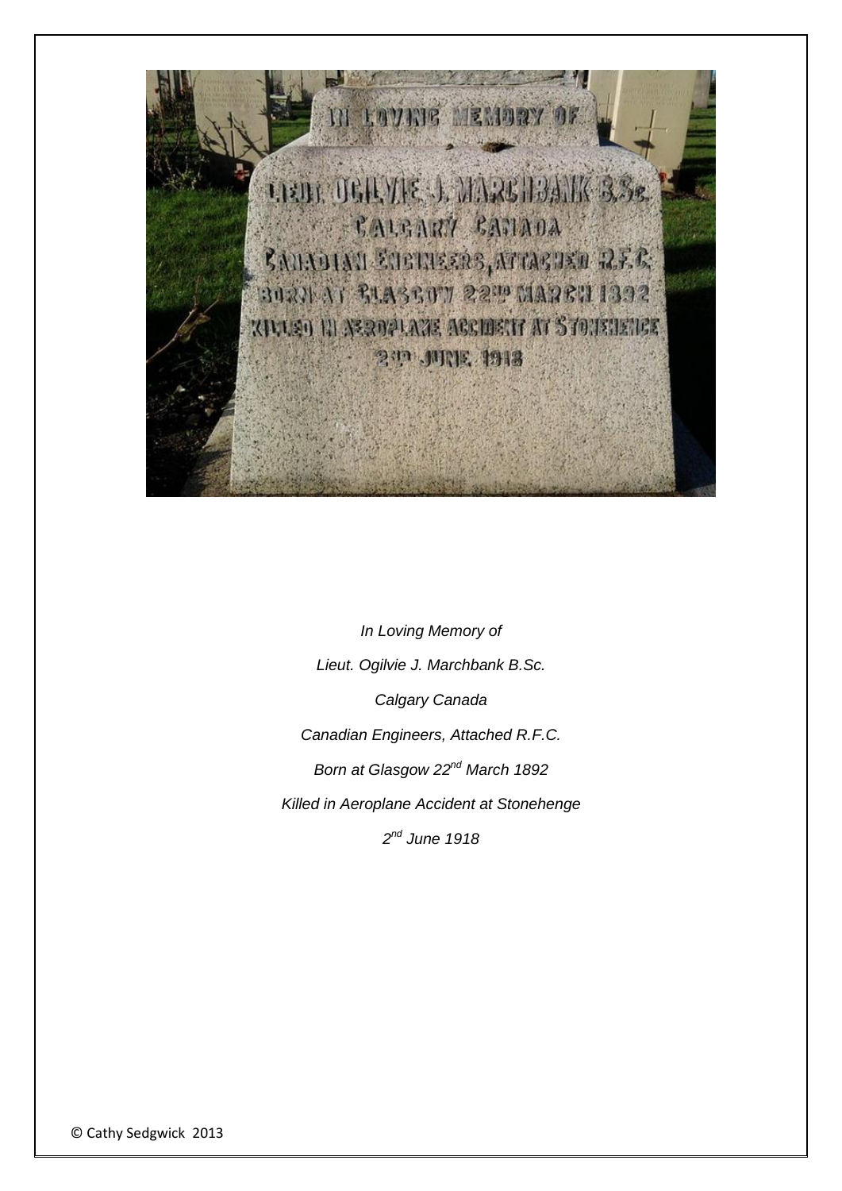*In Loving Memory of*

*Lieut. Ogilvie J. Marchbank B.Sc.*

*Calgary Canada*

*Canadian Engineers, Attached R.F.C.*

*Born at Glasgow 22nd March 1892*

*Killed in Aeroplane Accident at Stonehenge*

*2nd June 1918*

© Cathy Sedgwick 2013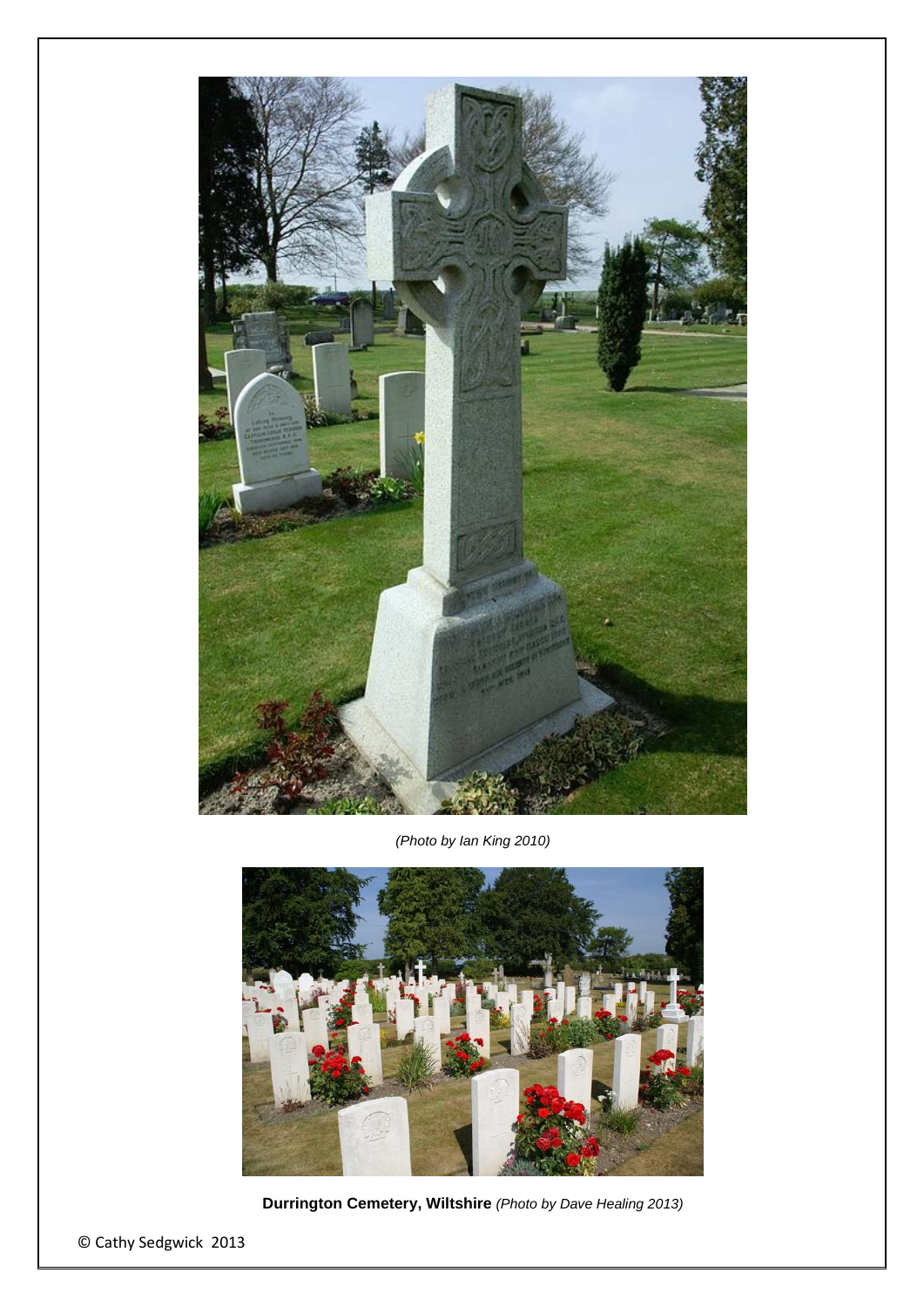*(Photo by Ian King 2010)*

**Durrington Cemetery, Wiltshire** *(Photo by Dave Healing 2013)*

© Cathy Sedgwick 2013